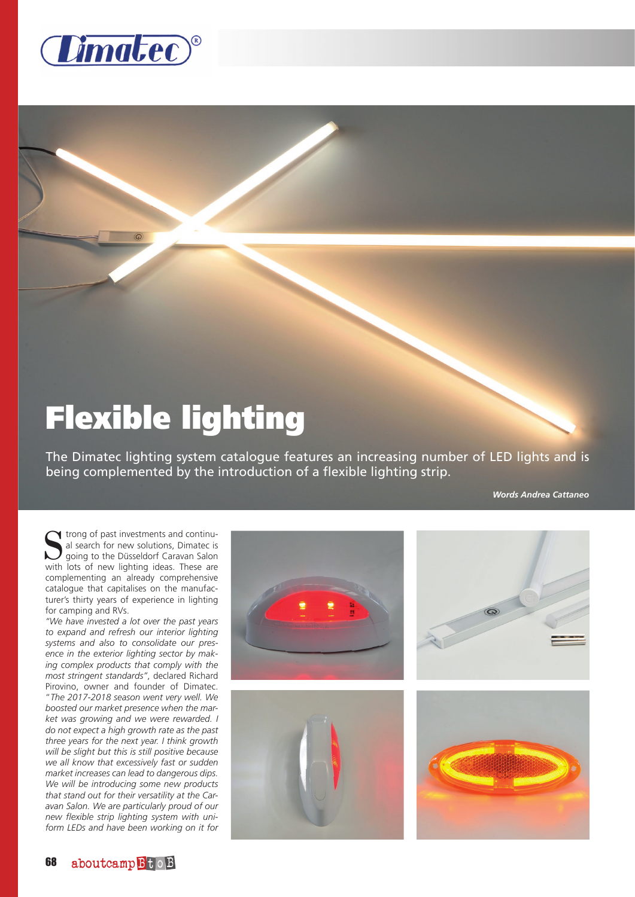# Flexible lighting

The Dimatec lighting system catalogue features an increasing number of LED lights and is being complemented by the introduction of a flexible lighting strip.

***Words Andrea Cattaneo***

Strong of past investments and continual search for new solutions, Dimatec is going to the Düsseldorf Caravan Salon with lots of new lighting ideas. These are complementing an already comprehensive catalogue that capitalises on the manufacturer's thirty years of experience in lighting for camping and RVs.

*"We have invested a lot over the past years to expand and refresh our interior lighting systems and also to consolidate our presence in the exterior lighting sector by making complex products that comply with the most stringent standards"*, declared Richard Pirovino, owner and founder of Dimatec. *"The 2017-2018 season went very well. We boosted our market presence when the market was growing and we were rewarded. I do not expect a high growth rate as the past three years for the next year. I think growth will be slight but this is still positive because we all know that excessively fast or sudden market increases can lead to dangerous dips. We will be introducing some new products that stand out for their versatility at the Caravan Salon. We are particularly proud of our new flexible strip lighting system with uniform LEDs and have been working on it for*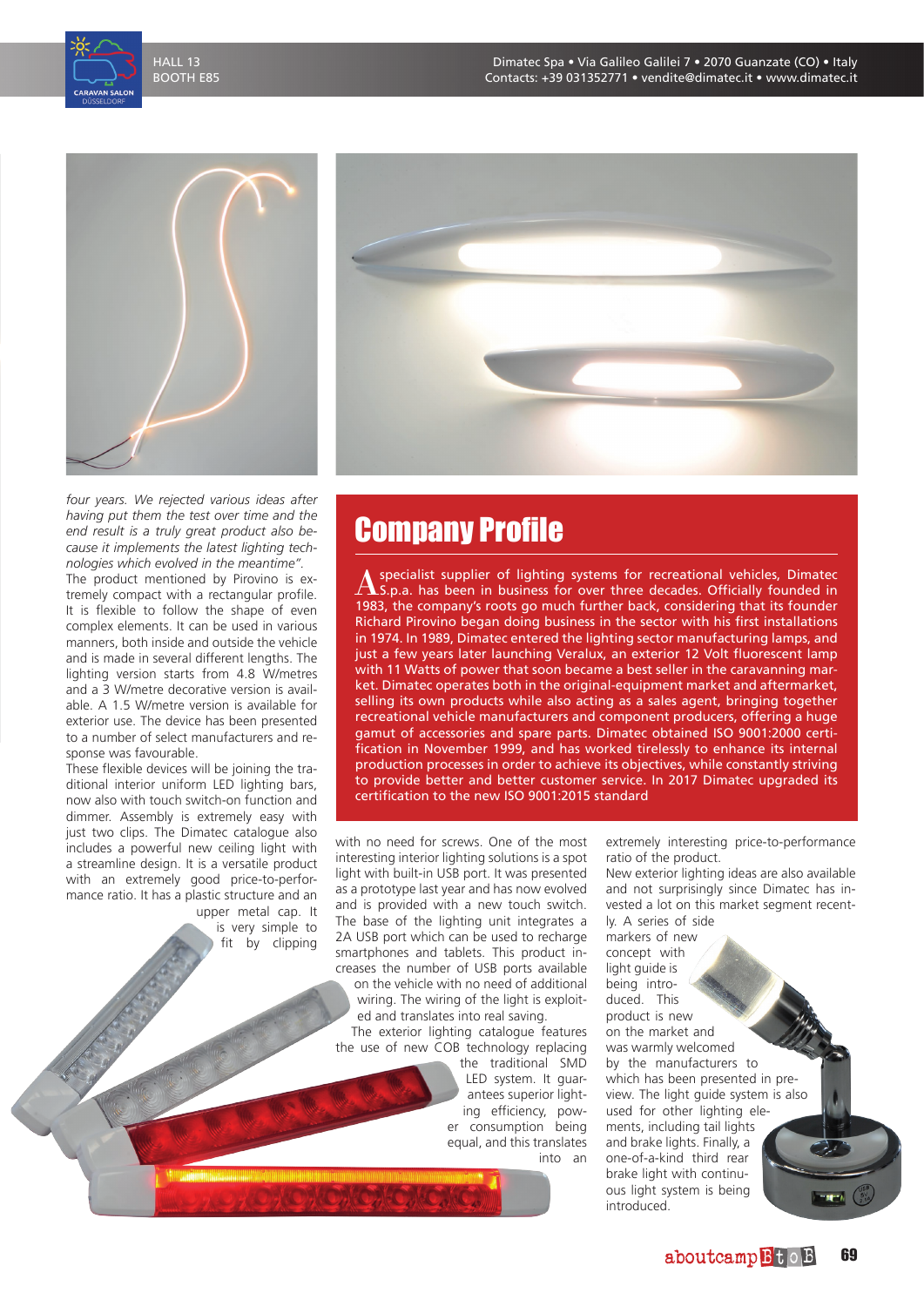*four years. We rejected various ideas after having put them the test over time and the end result is a truly great product also because it implements the latest lighting technologies which evolved in the meantime".*

The product mentioned by Pirovino is extremely compact with a rectangular profile. It is flexible to follow the shape of even complex elements. It can be used in various manners, both inside and outside the vehicle and is made in several different lengths. The lighting version starts from 4.8 W/metres and a 3 W/metre decorative version is available. A 1.5 W/metre version is available for exterior use. The device has been presented to a number of select manufacturers and response was favourable.

These flexible devices will be joining the traditional interior uniform LED lighting bars, now also with touch switch-on function and dimmer. Assembly is extremely easy with just two clips. The Dimatec catalogue also includes a powerful new ceiling light with a streamline design. It is a versatile product with an extremely good price-to-performance ratio. It has a plastic structure and an upper metal cap. It is very simple to fit by clipping with no need for screws. One of the most interesting interior lighting solutions is a spot light with built-in USB port. It was presented as a prototype last year and has now evolved and is provided with a new touch switch. The base of the lighting unit integrates a 2A USB port which can be used to recharge smartphones and tablets. This product increases the number of USB ports available on the vehicle with no need of additional wiring. The wiring of the light is exploited and translates into real saving.

The exterior lighting catalogue features the use of new COB technology replacing the traditional SMD LED system. It guarantees superior lighting efficiency, power consumption being equal, and this translates into an extremely interesting price-to-performance ratio of the product.

New exterior lighting ideas are also available and not surprisingly since Dimatec has invested a lot on this market segment recently. A series of side markers of new concept with light guide is being introduced. This product is new on the market and was warmly welcomed by the manufacturers to which has been presented in preview. The light guide system is also used for other lighting elements, including tail lights and brake lights. Finally, a one-of-a-kind third rear brake light with continuous light system is being introduced.

## Company Profile

A specialist supplier of lighting systems for recreational vehicles, Dimatec S.p.a. has been in business for over three decades. Officially founded in 1983, the company's roots go much further back, considering that its founder Richard Pirovino began doing business in the sector with his first installations in 1974. In 1989, Dimatec entered the lighting sector manufacturing lamps, and just a few years later launching Veralux, an exterior 12 Volt fluorescent lamp with 11 Watts of power that soon became a best seller in the caravanning market. Dimatec operates both in the original-equipment market and aftermarket, selling its own products while also acting as a sales agent, bringing together recreational vehicle manufacturers and component producers, offering a huge gamut of accessories and spare parts. Dimatec obtained ISO 9001:2000 certification in November 1999, and has worked tirelessly to enhance its internal production processes in order to achieve its objectives, while constantly striving to provide better and better customer service. In 2017 Dimatec upgraded its certification to the new ISO 9001:2015 standard